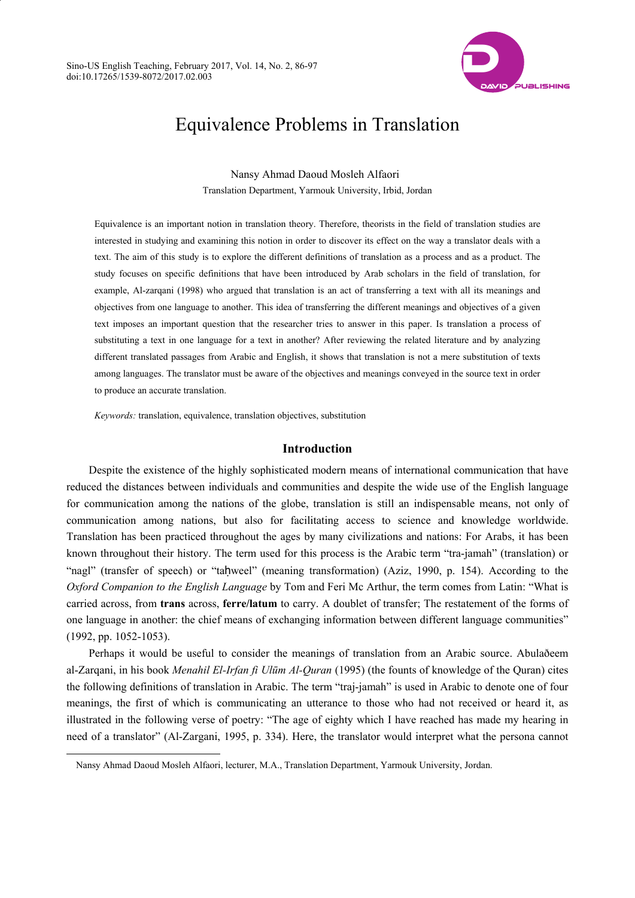# Equivalence Problems in Translation

Nansy Ahmad Daoud Mosleh Alfaori

Translation Department, Yarmouk University, Irbid, Jordan

Equivalence is an important notion in translation theory. Therefore, theorists in the field of translation studies are interested in studying and examining this notion in order to discover its effect on the way a translator deals with a text. The aim of this study is to explore the different definitions of translation as a process and as a product. The study focuses on specific definitions that have been introduced by Arab scholars in the field of translation, for example, Al-zarqani (1998) who argued that translation is an act of transferring a text with all its meanings and objectives from one language to another. This idea of transferring the different meanings and objectives of a given text imposes an important question that the researcher tries to answer in this paper. Is translation a process of substituting a text in one language for a text in another? After reviewing the related literature and by analyzing different translated passages from Arabic and English, it shows that translation is not a mere substitution of texts among languages. The translator must be aware of the objectives and meanings conveyed in the source text in order to produce an accurate translation.

*Keywords:* translation, equivalence, translation objectives, substitution

## Introduction

Despite the existence of the highly sophisticated modern means of international communication that have reduced the distances between individuals and communities and despite the wide use of the English language for communication among the nations of the globe, translation is still an indispensable means, not only of communication among nations, but also for facilitating access to science and knowledge worldwide. Translation has been practiced throughout the ages by many civilizations and nations: For Arabs, it has been known throughout their history. The term used for this process is the Arabic term "tra-jamah" (translation) or "nagl" (transfer of speech) or "taḥweel" (meaning transformation) (Aziz, 1990, p. 154). According to the *Oxford Companion to the English Language* by Tom and Feri Mc Arthur, the term comes from Latin: "What is carried across, from **trans** across, **ferre/latum** to carry. A doublet of transfer; The restatement of the forms of one language in another: the chief means of exchanging information between different language communities" (1992, pp. 1052-1053).

Perhaps it would be useful to consider the meanings of translation from an Arabic source. Abulaðeem al-Zarqani, in his book *Menahil El-Irfan fi Ulūm Al-Quran* (1995) (the founts of knowledge of the Quran) cites the following definitions of translation in Arabic. The term "traj-jamah" is used in Arabic to denote one of four meanings, the first of which is communicating an utterance to those who had not received or heard it, as illustrated in the following verse of poetry: "The age of eighty which I have reached has made my hearing in need of a translator" (Al-Zargani, 1995, p. 334). Here, the translator would interpret what the persona cannot

---

Nansy Ahmad Daoud Mosleh Alfaori, lecturer, M.A., Translation Department, Yarmouk University, Jordan.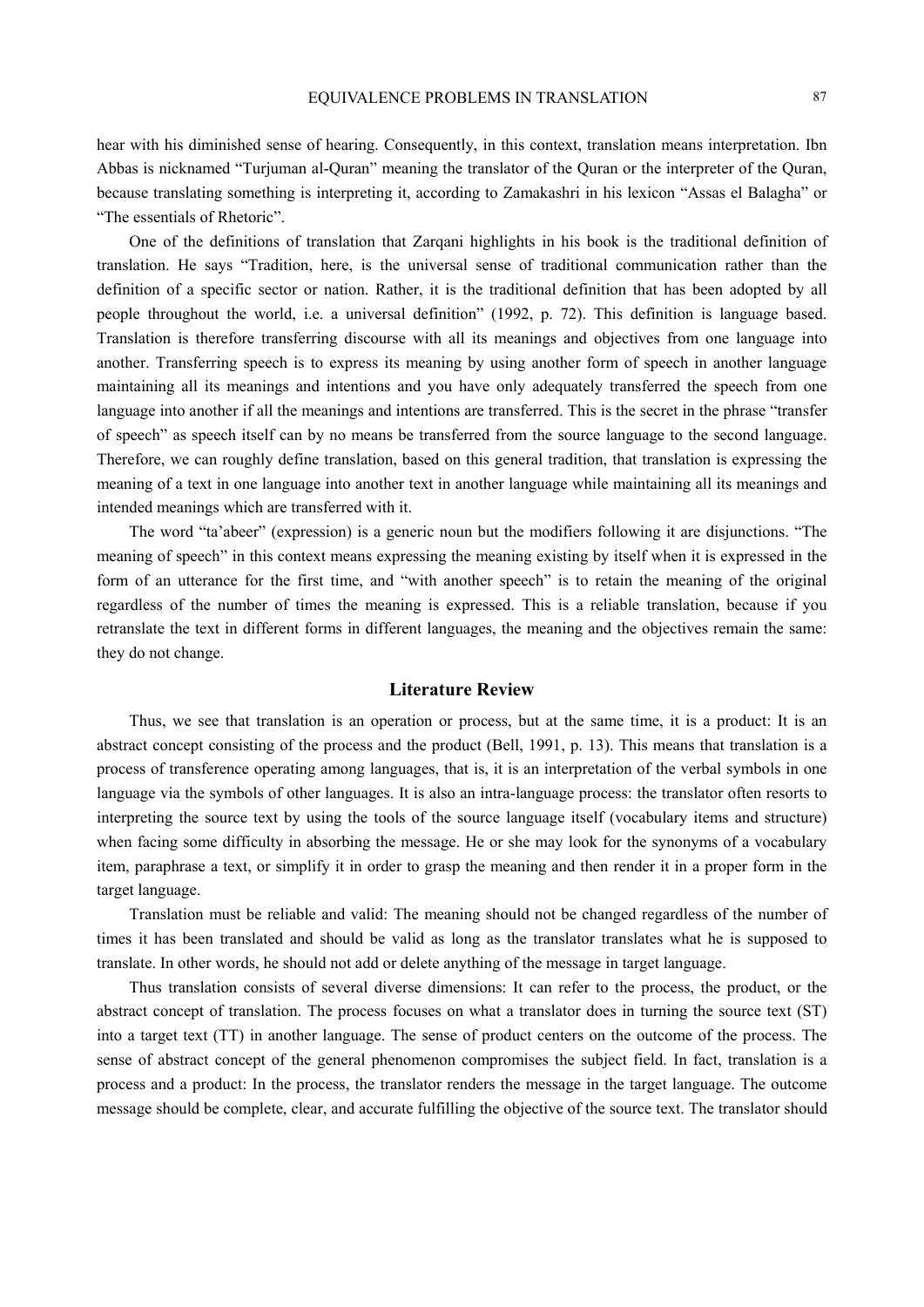hear with his diminished sense of hearing. Consequently, in this context, translation means interpretation. Ibn Abbas is nicknamed "Turjuman al-Quran" meaning the translator of the Quran or the interpreter of the Quran, because translating something is interpreting it, according to Zamakashri in his lexicon "Assas el Balagha" or "The essentials of Rhetoric".

One of the definitions of translation that Zarqani highlights in his book is the traditional definition of translation. He says "Tradition, here, is the universal sense of traditional communication rather than the definition of a specific sector or nation. Rather, it is the traditional definition that has been adopted by all people throughout the world, i.e. a universal definition" (1992, p. 72). This definition is language based. Translation is therefore transferring discourse with all its meanings and objectives from one language into another. Transferring speech is to express its meaning by using another form of speech in another language maintaining all its meanings and intentions and you have only adequately transferred the speech from one language into another if all the meanings and intentions are transferred. This is the secret in the phrase "transfer of speech" as speech itself can by no means be transferred from the source language to the second language. Therefore, we can roughly define translation, based on this general tradition, that translation is expressing the meaning of a text in one language into another text in another language while maintaining all its meanings and intended meanings which are transferred with it.

The word "ta'abeer" (expression) is a generic noun but the modifiers following it are disjunctions. "The meaning of speech" in this context means expressing the meaning existing by itself when it is expressed in the form of an utterance for the first time, and "with another speech" is to retain the meaning of the original regardless of the number of times the meaning is expressed. This is a reliable translation, because if you retranslate the text in different forms in different languages, the meaning and the objectives remain the same: they do not change.

## Literature Review

Thus, we see that translation is an operation or process, but at the same time, it is a product: It is an abstract concept consisting of the process and the product (Bell, 1991, p. 13). This means that translation is a process of transference operating among languages, that is, it is an interpretation of the verbal symbols in one language via the symbols of other languages. It is also an intra-language process: the translator often resorts to interpreting the source text by using the tools of the source language itself (vocabulary items and structure) when facing some difficulty in absorbing the message. He or she may look for the synonyms of a vocabulary item, paraphrase a text, or simplify it in order to grasp the meaning and then render it in a proper form in the target language.

Translation must be reliable and valid: The meaning should not be changed regardless of the number of times it has been translated and should be valid as long as the translator translates what he is supposed to translate. In other words, he should not add or delete anything of the message in target language.

Thus translation consists of several diverse dimensions: It can refer to the process, the product, or the abstract concept of translation. The process focuses on what a translator does in turning the source text (ST) into a target text (TT) in another language. The sense of product centers on the outcome of the process. The sense of abstract concept of the general phenomenon compromises the subject field. In fact, translation is a process and a product: In the process, the translator renders the message in the target language. The outcome message should be complete, clear, and accurate fulfilling the objective of the source text. The translator should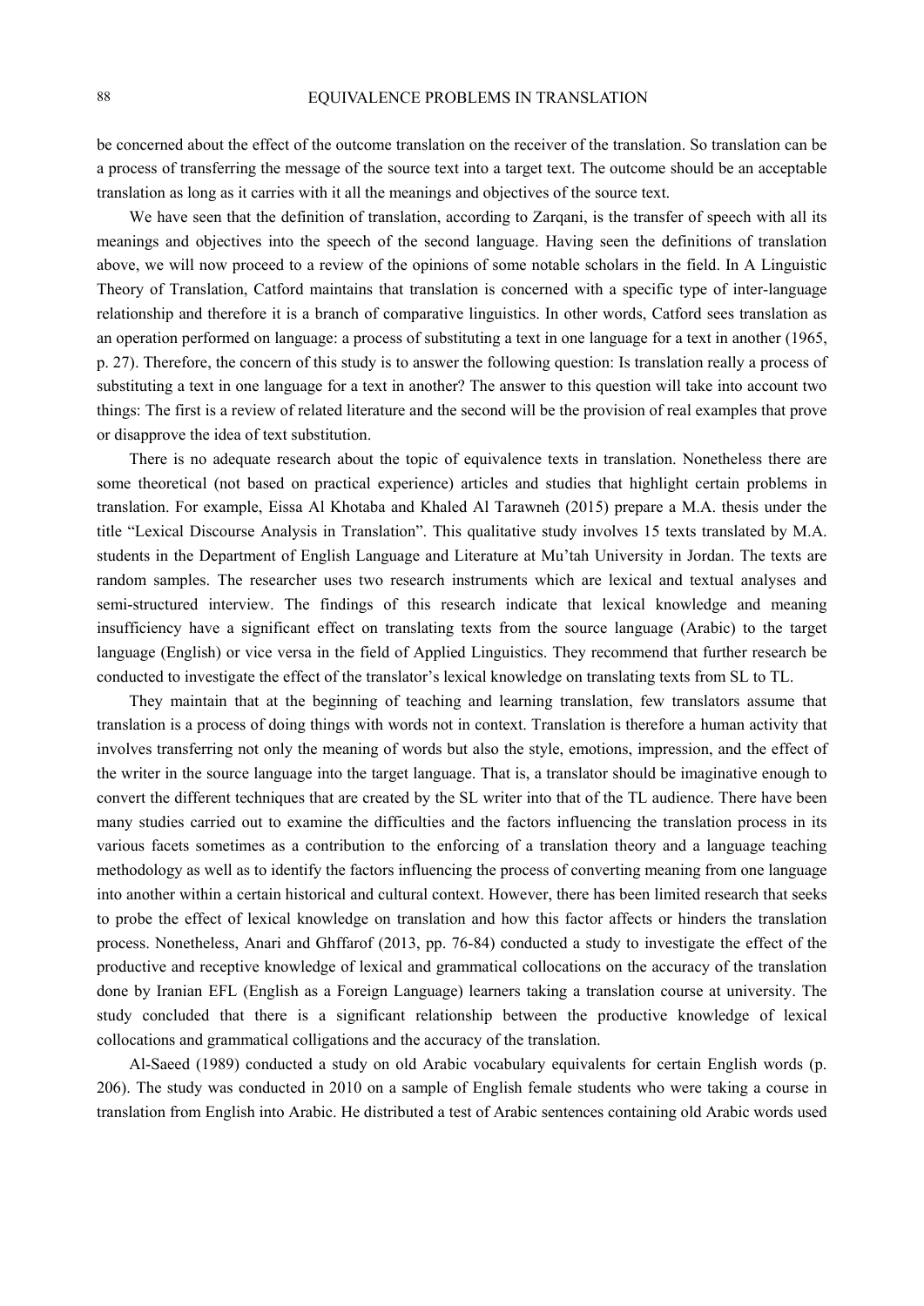be concerned about the effect of the outcome translation on the receiver of the translation. So translation can be a process of transferring the message of the source text into a target text. The outcome should be an acceptable translation as long as it carries with it all the meanings and objectives of the source text.

We have seen that the definition of translation, according to Zarqani, is the transfer of speech with all its meanings and objectives into the speech of the second language. Having seen the definitions of translation above, we will now proceed to a review of the opinions of some notable scholars in the field. In A Linguistic Theory of Translation, Catford maintains that translation is concerned with a specific type of inter-language relationship and therefore it is a branch of comparative linguistics. In other words, Catford sees translation as an operation performed on language: a process of substituting a text in one language for a text in another (1965, p. 27). Therefore, the concern of this study is to answer the following question: Is translation really a process of substituting a text in one language for a text in another? The answer to this question will take into account two things: The first is a review of related literature and the second will be the provision of real examples that prove or disapprove the idea of text substitution.

There is no adequate research about the topic of equivalence texts in translation. Nonetheless there are some theoretical (not based on practical experience) articles and studies that highlight certain problems in translation. For example, Eissa Al Khotaba and Khaled Al Tarawneh (2015) prepare a M.A. thesis under the title "Lexical Discourse Analysis in Translation". This qualitative study involves 15 texts translated by M.A. students in the Department of English Language and Literature at Mu'tah University in Jordan. The texts are random samples. The researcher uses two research instruments which are lexical and textual analyses and semi-structured interview. The findings of this research indicate that lexical knowledge and meaning insufficiency have a significant effect on translating texts from the source language (Arabic) to the target language (English) or vice versa in the field of Applied Linguistics. They recommend that further research be conducted to investigate the effect of the translator's lexical knowledge on translating texts from SL to TL.

They maintain that at the beginning of teaching and learning translation, few translators assume that translation is a process of doing things with words not in context. Translation is therefore a human activity that involves transferring not only the meaning of words but also the style, emotions, impression, and the effect of the writer in the source language into the target language. That is, a translator should be imaginative enough to convert the different techniques that are created by the SL writer into that of the TL audience. There have been many studies carried out to examine the difficulties and the factors influencing the translation process in its various facets sometimes as a contribution to the enforcing of a translation theory and a language teaching methodology as well as to identify the factors influencing the process of converting meaning from one language into another within a certain historical and cultural context. However, there has been limited research that seeks to probe the effect of lexical knowledge on translation and how this factor affects or hinders the translation process. Nonetheless, Anari and Ghffarof (2013, pp. 76-84) conducted a study to investigate the effect of the productive and receptive knowledge of lexical and grammatical collocations on the accuracy of the translation done by Iranian EFL (English as a Foreign Language) learners taking a translation course at university. The study concluded that there is a significant relationship between the productive knowledge of lexical collocations and grammatical colligations and the accuracy of the translation.

Al-Saeed (1989) conducted a study on old Arabic vocabulary equivalents for certain English words (p. 206). The study was conducted in 2010 on a sample of English female students who were taking a course in translation from English into Arabic. He distributed a test of Arabic sentences containing old Arabic words used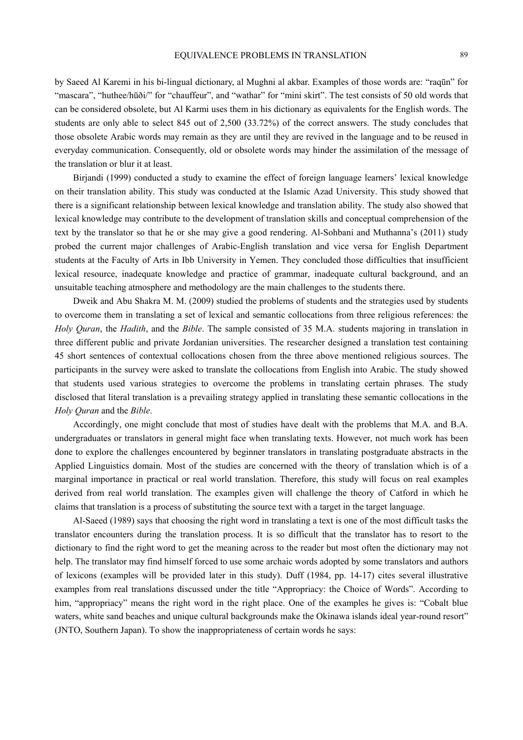by Saeed Al Karemi in his bi-lingual dictionary, al Mughni al akbar. Examples of those words are: "raqūn" for "mascara", "huthee/hūði/" for "chauffeur", and "wathar" for "mini skirt". The test consists of 50 old words that can be considered obsolete, but Al Karmi uses them in his dictionary as equivalents for the English words. The students are only able to select 845 out of 2,500 (33.72%) of the correct answers. The study concludes that those obsolete Arabic words may remain as they are until they are revived in the language and to be reused in everyday communication. Consequently, old or obsolete words may hinder the assimilation of the message of the translation or blur it at least.

Birjandi (1999) conducted a study to examine the effect of foreign language learners' lexical knowledge on their translation ability. This study was conducted at the Islamic Azad University. This study showed that there is a significant relationship between lexical knowledge and translation ability. The study also showed that lexical knowledge may contribute to the development of translation skills and conceptual comprehension of the text by the translator so that he or she may give a good rendering. Al-Sohbani and Muthanna's (2011) study probed the current major challenges of Arabic-English translation and vice versa for English Department students at the Faculty of Arts in Ibb University in Yemen. They concluded those difficulties that insufficient lexical resource, inadequate knowledge and practice of grammar, inadequate cultural background, and an unsuitable teaching atmosphere and methodology are the main challenges to the students there.

Dweik and Abu Shakra M. M. (2009) studied the problems of students and the strategies used by students to overcome them in translating a set of lexical and semantic collocations from three religious references: the *Holy Quran*, the *Hadith*, and the *Bible*. The sample consisted of 35 M.A. students majoring in translation in three different public and private Jordanian universities. The researcher designed a translation test containing 45 short sentences of contextual collocations chosen from the three above mentioned religious sources. The participants in the survey were asked to translate the collocations from English into Arabic. The study showed that students used various strategies to overcome the problems in translating certain phrases. The study disclosed that literal translation is a prevailing strategy applied in translating these semantic collocations in the *Holy Quran* and the *Bible*.

Accordingly, one might conclude that most of studies have dealt with the problems that M.A. and B.A. undergraduates or translators in general might face when translating texts. However, not much work has been done to explore the challenges encountered by beginner translators in translating postgraduate abstracts in the Applied Linguistics domain. Most of the studies are concerned with the theory of translation which is of a marginal importance in practical or real world translation. Therefore, this study will focus on real examples derived from real world translation. The examples given will challenge the theory of Catford in which he claims that translation is a process of substituting the source text with a target in the target language.

Al-Saeed (1989) says that choosing the right word in translating a text is one of the most difficult tasks the translator encounters during the translation process. It is so difficult that the translator has to resort to the dictionary to find the right word to get the meaning across to the reader but most often the dictionary may not help. The translator may find himself forced to use some archaic words adopted by some translators and authors of lexicons (examples will be provided later in this study). Duff (1984, pp. 14-17) cites several illustrative examples from real translations discussed under the title "Appropriacy: the Choice of Words". According to him, "appropriacy" means the right word in the right place. One of the examples he gives is: "Cobalt blue waters, white sand beaches and unique cultural backgrounds make the Okinawa islands ideal year-round resort" (JNTO, Southern Japan). To show the inappropriateness of certain words he says: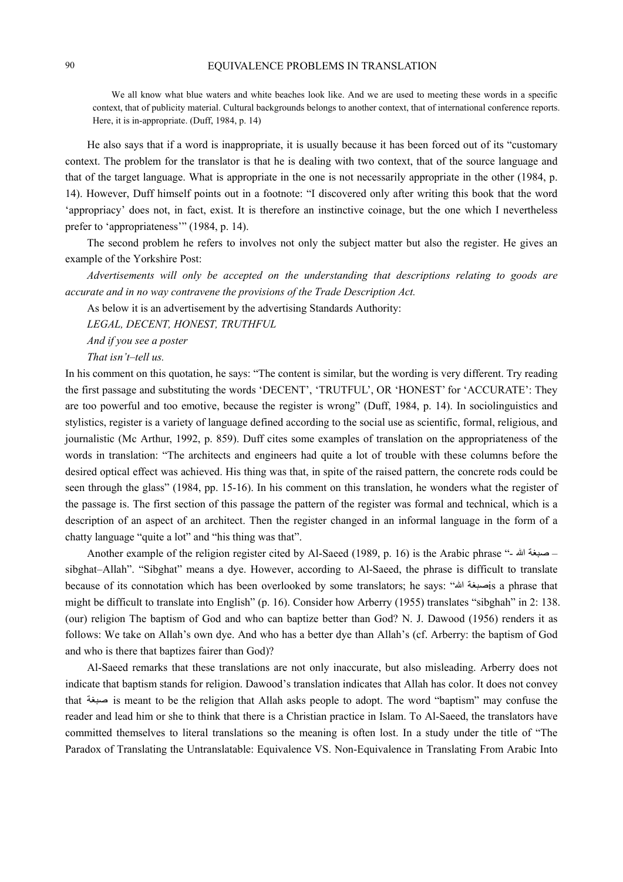> We all know what blue waters and white beaches look like. And we are used to meeting these words in a specific context, that of publicity material. Cultural backgrounds belongs to another context, that of international conference reports. Here, it is in-appropriate. (Duff, 1984, p. 14)

He also says that if a word is inappropriate, it is usually because it has been forced out of its "customary context. The problem for the translator is that he is dealing with two context, that of the source language and that of the target language. What is appropriate in the one is not necessarily appropriate in the other (1984, p. 14). However, Duff himself points out in a footnote: "I discovered only after writing this book that the word 'appropriacy' does not, in fact, exist. It is therefore an instinctive coinage, but the one which I nevertheless prefer to 'appropriateness'" (1984, p. 14).

The second problem he refers to involves not only the subject matter but also the register. He gives an example of the Yorkshire Post:

*Advertisements will only be accepted on the understanding that descriptions relating to goods are accurate and in no way contravene the provisions of the Trade Description Act.*

As below it is an advertisement by the advertising Standards Authority:

*LEGAL, DECENT, HONEST, TRUTHFUL*

*And if you see a poster*

*That isn't–tell us.*

In his comment on this quotation, he says: "The content is similar, but the wording is very different. Try reading the first passage and substituting the words 'DECENT', 'TRUTFUL', OR 'HONEST' for 'ACCURATE': They are too powerful and too emotive, because the register is wrong" (Duff, 1984, p. 14). In sociolinguistics and stylistics, register is a variety of language defined according to the social use as scientific, formal, religious, and journalistic (Mc Arthur, 1992, p. 859). Duff cites some examples of translation on the appropriateness of the words in translation: "The architects and engineers had quite a lot of trouble with these columns before the desired optical effect was achieved. His thing was that, in spite of the raised pattern, the concrete rods could be seen through the glass" (1984, pp. 15-16). In his comment on this translation, he wonders what the register of the passage is. The first section of this passage the pattern of the register was formal and technical, which is a description of an aspect of an architect. Then the register changed in an informal language in the form of a chatty language "quite a lot" and "his thing was that".

Another example of the religion register cited by Al-Saeed (1989, p. 16) is the Arabic phrase "- صبغة الله – sibghat–Allah". "Sibghat" means a dye. However, according to Al-Saeed, the phrase is difficult to translate because of its connotation which has been overlooked by some translators; he says: "صبغة اللهis a phrase that might be difficult to translate into English" (p. 16). Consider how Arberry (1955) translates "sibghah" in 2: 138. (our) religion The baptism of God and who can baptize better than God? N. J. Dawood (1956) renders it as follows: We take on Allah's own dye. And who has a better dye than Allah's (cf. Arberry: the baptism of God and who is there that baptizes fairer than God)?

Al-Saeed remarks that these translations are not only inaccurate, but also misleading. Arberry does not indicate that baptism stands for religion. Dawood's translation indicates that Allah has color. It does not convey that صبغة is meant to be the religion that Allah asks people to adopt. The word "baptism" may confuse the reader and lead him or she to think that there is a Christian practice in Islam. To Al-Saeed, the translators have committed themselves to literal translations so the meaning is often lost. In a study under the title of "The Paradox of Translating the Untranslatable: Equivalence VS. Non-Equivalence in Translating From Arabic Into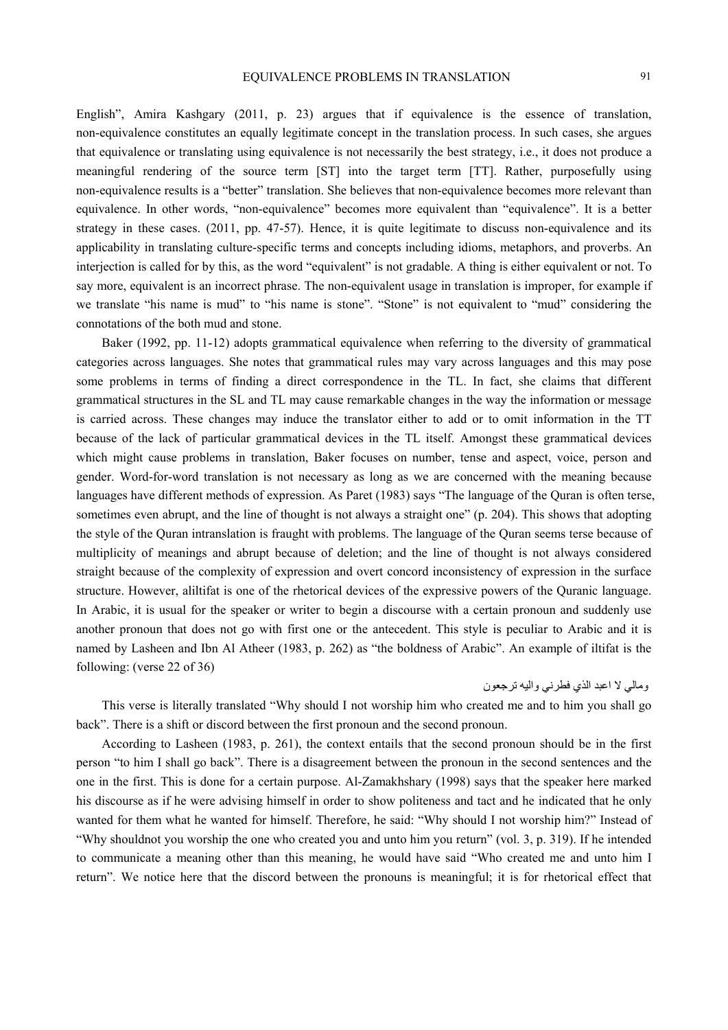English", Amira Kashgary (2011, p. 23) argues that if equivalence is the essence of translation, non-equivalence constitutes an equally legitimate concept in the translation process. In such cases, she argues that equivalence or translating using equivalence is not necessarily the best strategy, i.e., it does not produce a meaningful rendering of the source term [ST] into the target term [TT]. Rather, purposefully using non-equivalence results is a "better" translation. She believes that non-equivalence becomes more relevant than equivalence. In other words, "non-equivalence" becomes more equivalent than "equivalence". It is a better strategy in these cases. (2011, pp. 47-57). Hence, it is quite legitimate to discuss non-equivalence and its applicability in translating culture-specific terms and concepts including idioms, metaphors, and proverbs. An interjection is called for by this, as the word "equivalent" is not gradable. A thing is either equivalent or not. To say more, equivalent is an incorrect phrase. The non-equivalent usage in translation is improper, for example if we translate "his name is mud" to "his name is stone". "Stone" is not equivalent to "mud" considering the connotations of the both mud and stone.

Baker (1992, pp. 11-12) adopts grammatical equivalence when referring to the diversity of grammatical categories across languages. She notes that grammatical rules may vary across languages and this may pose some problems in terms of finding a direct correspondence in the TL. In fact, she claims that different grammatical structures in the SL and TL may cause remarkable changes in the way the information or message is carried across. These changes may induce the translator either to add or to omit information in the TT because of the lack of particular grammatical devices in the TL itself. Amongst these grammatical devices which might cause problems in translation, Baker focuses on number, tense and aspect, voice, person and gender. Word-for-word translation is not necessary as long as we are concerned with the meaning because languages have different methods of expression. As Paret (1983) says "The language of the Quran is often terse, sometimes even abrupt, and the line of thought is not always a straight one" (p. 204). This shows that adopting the style of the Quran intranslation is fraught with problems. The language of the Quran seems terse because of multiplicity of meanings and abrupt because of deletion; and the line of thought is not always considered straight because of the complexity of expression and overt concord inconsistency of expression in the surface structure. However, aliltifat is one of the rhetorical devices of the expressive powers of the Quranic language. In Arabic, it is usual for the speaker or writer to begin a discourse with a certain pronoun and suddenly use another pronoun that does not go with first one or the antecedent. This style is peculiar to Arabic and it is named by Lasheen and Ibn Al Atheer (1983, p. 262) as "the boldness of Arabic". An example of iltifat is the following: (verse 22 of 36)

ومالي لا اعبد الذي فطرني واليه ترجعون

This verse is literally translated "Why should I not worship him who created me and to him you shall go back". There is a shift or discord between the first pronoun and the second pronoun.

According to Lasheen (1983, p. 261), the context entails that the second pronoun should be in the first person "to him I shall go back". There is a disagreement between the pronoun in the second sentences and the one in the first. This is done for a certain purpose. Al-Zamakhshary (1998) says that the speaker here marked his discourse as if he were advising himself in order to show politeness and tact and he indicated that he only wanted for them what he wanted for himself. Therefore, he said: "Why should I not worship him?" Instead of "Why shouldnot you worship the one who created you and unto him you return" (vol. 3, p. 319). If he intended to communicate a meaning other than this meaning, he would have said "Who created me and unto him I return". We notice here that the discord between the pronouns is meaningful; it is for rhetorical effect that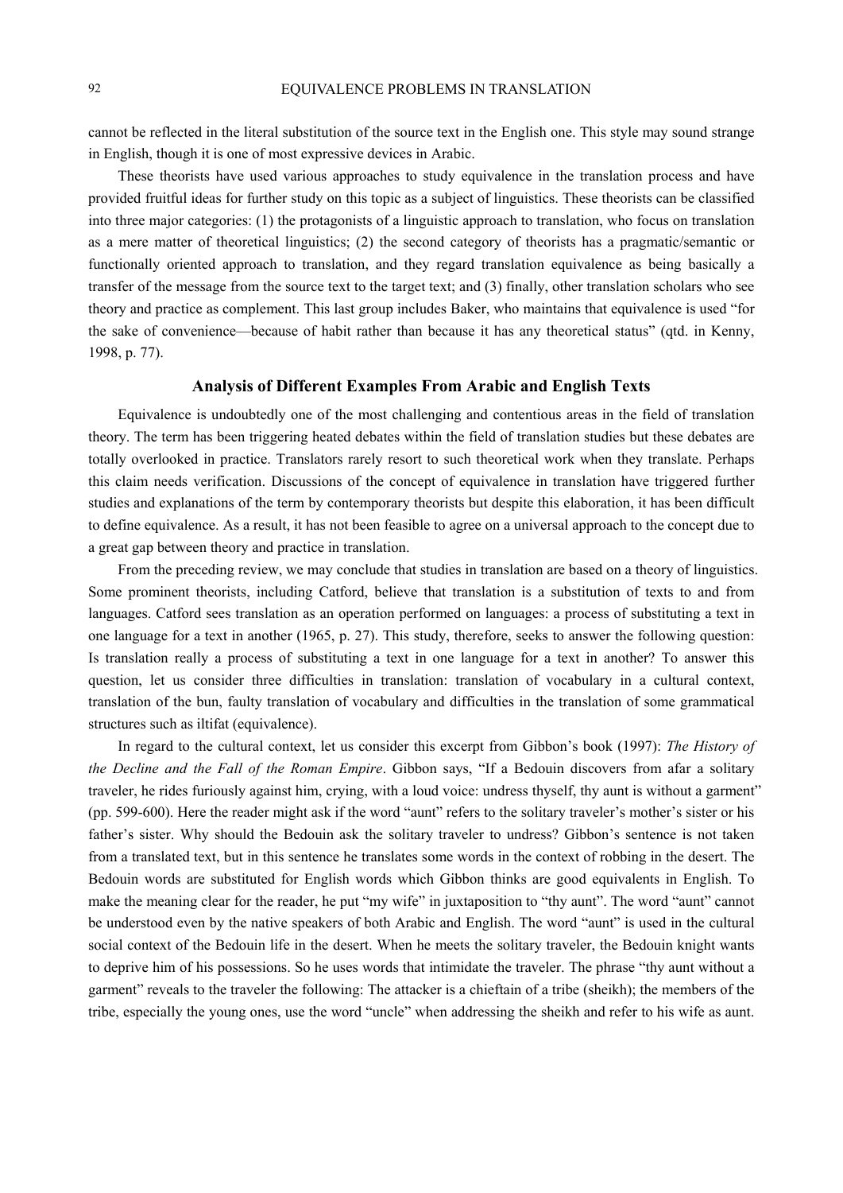cannot be reflected in the literal substitution of the source text in the English one. This style may sound strange in English, though it is one of most expressive devices in Arabic.

These theorists have used various approaches to study equivalence in the translation process and have provided fruitful ideas for further study on this topic as a subject of linguistics. These theorists can be classified into three major categories: (1) the protagonists of a linguistic approach to translation, who focus on translation as a mere matter of theoretical linguistics; (2) the second category of theorists has a pragmatic/semantic or functionally oriented approach to translation, and they regard translation equivalence as being basically a transfer of the message from the source text to the target text; and (3) finally, other translation scholars who see theory and practice as complement. This last group includes Baker, who maintains that equivalence is used "for the sake of convenience—because of habit rather than because it has any theoretical status" (qtd. in Kenny, 1998, p. 77).

## Analysis of Different Examples From Arabic and English Texts

Equivalence is undoubtedly one of the most challenging and contentious areas in the field of translation theory. The term has been triggering heated debates within the field of translation studies but these debates are totally overlooked in practice. Translators rarely resort to such theoretical work when they translate. Perhaps this claim needs verification. Discussions of the concept of equivalence in translation have triggered further studies and explanations of the term by contemporary theorists but despite this elaboration, it has been difficult to define equivalence. As a result, it has not been feasible to agree on a universal approach to the concept due to a great gap between theory and practice in translation.

From the preceding review, we may conclude that studies in translation are based on a theory of linguistics. Some prominent theorists, including Catford, believe that translation is a substitution of texts to and from languages. Catford sees translation as an operation performed on languages: a process of substituting a text in one language for a text in another (1965, p. 27). This study, therefore, seeks to answer the following question: Is translation really a process of substituting a text in one language for a text in another? To answer this question, let us consider three difficulties in translation: translation of vocabulary in a cultural context, translation of the bun, faulty translation of vocabulary and difficulties in the translation of some grammatical structures such as iltifat (equivalence).

In regard to the cultural context, let us consider this excerpt from Gibbon's book (1997): *The History of the Decline and the Fall of the Roman Empire*. Gibbon says, "If a Bedouin discovers from afar a solitary traveler, he rides furiously against him, crying, with a loud voice: undress thyself, thy aunt is without a garment" (pp. 599-600). Here the reader might ask if the word "aunt" refers to the solitary traveler's mother's sister or his father's sister. Why should the Bedouin ask the solitary traveler to undress? Gibbon's sentence is not taken from a translated text, but in this sentence he translates some words in the context of robbing in the desert. The Bedouin words are substituted for English words which Gibbon thinks are good equivalents in English. To make the meaning clear for the reader, he put "my wife" in juxtaposition to "thy aunt". The word "aunt" cannot be understood even by the native speakers of both Arabic and English. The word "aunt" is used in the cultural social context of the Bedouin life in the desert. When he meets the solitary traveler, the Bedouin knight wants to deprive him of his possessions. So he uses words that intimidate the traveler. The phrase "thy aunt without a garment" reveals to the traveler the following: The attacker is a chieftain of a tribe (sheikh); the members of the tribe, especially the young ones, use the word "uncle" when addressing the sheikh and refer to his wife as aunt.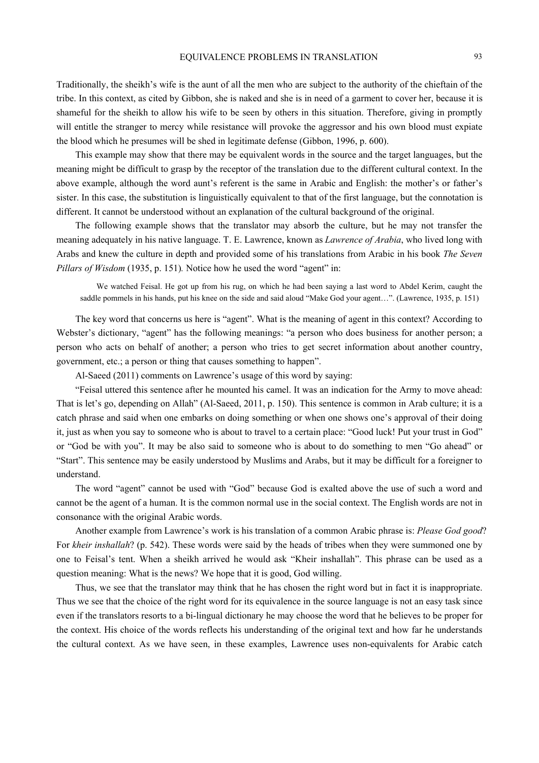Traditionally, the sheikh's wife is the aunt of all the men who are subject to the authority of the chieftain of the tribe. In this context, as cited by Gibbon, she is naked and she is in need of a garment to cover her, because it is shameful for the sheikh to allow his wife to be seen by others in this situation. Therefore, giving in promptly will entitle the stranger to mercy while resistance will provoke the aggressor and his own blood must expiate the blood which he presumes will be shed in legitimate defense (Gibbon, 1996, p. 600).

This example may show that there may be equivalent words in the source and the target languages, but the meaning might be difficult to grasp by the receptor of the translation due to the different cultural context. In the above example, although the word aunt's referent is the same in Arabic and English: the mother's or father's sister. In this case, the substitution is linguistically equivalent to that of the first language, but the connotation is different. It cannot be understood without an explanation of the cultural background of the original.

The following example shows that the translator may absorb the culture, but he may not transfer the meaning adequately in his native language. T. E. Lawrence, known as *Lawrence of Arabia*, who lived long with Arabs and knew the culture in depth and provided some of his translations from Arabic in his book *The Seven Pillars of Wisdom* (1935, p. 151). Notice how he used the word "agent" in:

> We watched Feisal. He got up from his rug, on which he had been saying a last word to Abdel Kerim, caught the saddle pommels in his hands, put his knee on the side and said aloud "Make God your agent…". (Lawrence, 1935, p. 151)

The key word that concerns us here is "agent". What is the meaning of agent in this context? According to Webster's dictionary, "agent" has the following meanings: "a person who does business for another person; a person who acts on behalf of another; a person who tries to get secret information about another country, government, etc.; a person or thing that causes something to happen".

Al-Saeed (2011) comments on Lawrence's usage of this word by saying:

"Feisal uttered this sentence after he mounted his camel. It was an indication for the Army to move ahead: That is let's go, depending on Allah" (Al-Saeed, 2011, p. 150). This sentence is common in Arab culture; it is a catch phrase and said when one embarks on doing something or when one shows one's approval of their doing it, just as when you say to someone who is about to travel to a certain place: "Good luck! Put your trust in God" or "God be with you". It may be also said to someone who is about to do something to men "Go ahead" or "Start". This sentence may be easily understood by Muslims and Arabs, but it may be difficult for a foreigner to understand.

The word "agent" cannot be used with "God" because God is exalted above the use of such a word and cannot be the agent of a human. It is the common normal use in the social context. The English words are not in consonance with the original Arabic words.

Another example from Lawrence's work is his translation of a common Arabic phrase is: *Please God good*? For *kheir inshallah*? (p. 542). These words were said by the heads of tribes when they were summoned one by one to Feisal's tent. When a sheikh arrived he would ask "Kheir inshallah". This phrase can be used as a question meaning: What is the news? We hope that it is good, God willing.

Thus, we see that the translator may think that he has chosen the right word but in fact it is inappropriate. Thus we see that the choice of the right word for its equivalence in the source language is not an easy task since even if the translators resorts to a bi-lingual dictionary he may choose the word that he believes to be proper for the context. His choice of the words reflects his understanding of the original text and how far he understands the cultural context. As we have seen, in these examples, Lawrence uses non-equivalents for Arabic catch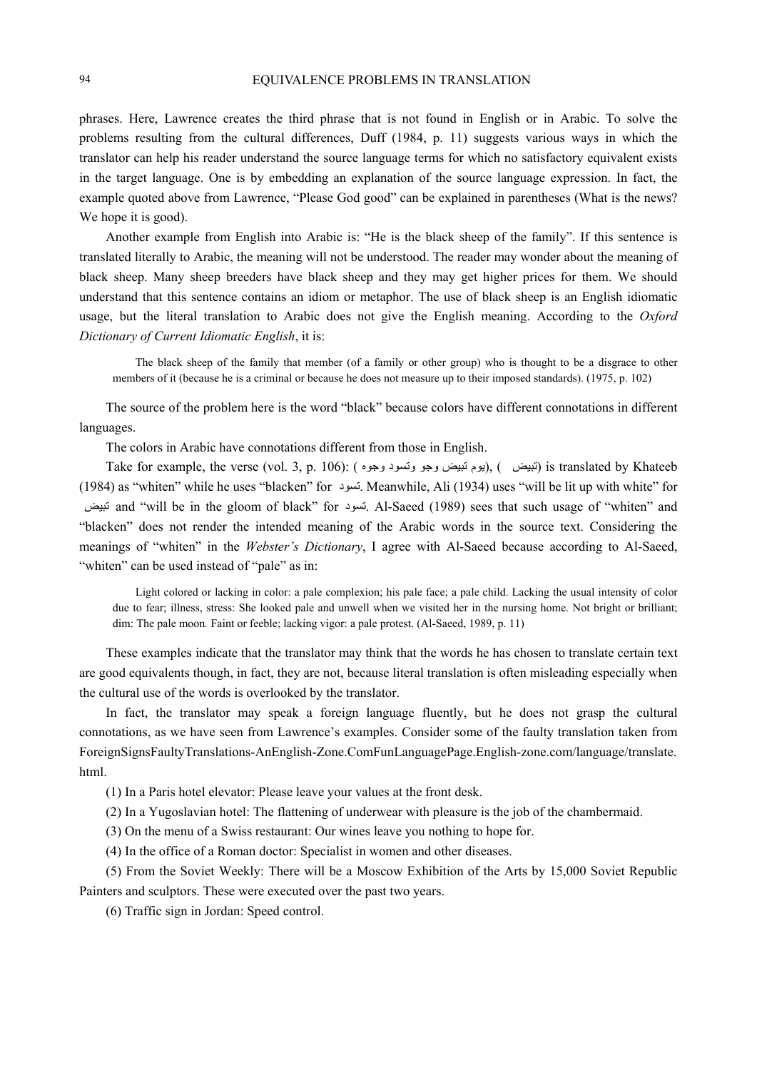phrases. Here, Lawrence creates the third phrase that is not found in English or in Arabic. To solve the problems resulting from the cultural differences, Duff (1984, p. 11) suggests various ways in which the translator can help his reader understand the source language terms for which no satisfactory equivalent exists in the target language. One is by embedding an explanation of the source language expression. In fact, the example quoted above from Lawrence, "Please God good" can be explained in parentheses (What is the news? We hope it is good).

Another example from English into Arabic is: "He is the black sheep of the family". If this sentence is translated literally to Arabic, the meaning will not be understood. The reader may wonder about the meaning of black sheep. Many sheep breeders have black sheep and they may get higher prices for them. We should understand that this sentence contains an idiom or metaphor. The use of black sheep is an English idiomatic usage, but the literal translation to Arabic does not give the English meaning. According to the *Oxford Dictionary of Current Idiomatic English*, it is:

> The black sheep of the family that member (of a family or other group) who is thought to be a disgrace to other members of it (because he is a criminal or because he does not measure up to their imposed standards). (1975, p. 102)

The source of the problem here is the word "black" because colors have different connotations in different languages.

The colors in Arabic have connotations different from those in English.

Take for example, the verse (vol. 3, p. 106): (يوم تبيض وجو وتسود وجوه), (تبيض) is translated by Khateeb (1984) as "whiten" while he uses "blacken" for تسود. Meanwhile, Ali (1934) uses "will be lit up with white" for تبيض and "will be in the gloom of black" for تسود. Al-Saeed (1989) sees that such usage of "whiten" and "blacken" does not render the intended meaning of the Arabic words in the source text. Considering the meanings of "whiten" in the *Webster's Dictionary*, I agree with Al-Saeed because according to Al-Saeed, "whiten" can be used instead of "pale" as in:

> Light colored or lacking in color: a pale complexion; his pale face; a pale child. Lacking the usual intensity of color due to fear; illness, stress: She looked pale and unwell when we visited her in the nursing home. Not bright or brilliant; dim: The pale moon. Faint or feeble; lacking vigor: a pale protest. (Al-Saeed, 1989, p. 11)

These examples indicate that the translator may think that the words he has chosen to translate certain text are good equivalents though, in fact, they are not, because literal translation is often misleading especially when the cultural use of the words is overlooked by the translator.

In fact, the translator may speak a foreign language fluently, but he does not grasp the cultural connotations, as we have seen from Lawrence's examples. Consider some of the faulty translation taken from ForeignSignsFaultyTranslations-AnEnglish-Zone.ComFunLanguagePage.English-zone.com/language/translate.html.

(1) In a Paris hotel elevator: Please leave your values at the front desk.

(2) In a Yugoslavian hotel: The flattening of underwear with pleasure is the job of the chambermaid.

(3) On the menu of a Swiss restaurant: Our wines leave you nothing to hope for.

(4) In the office of a Roman doctor: Specialist in women and other diseases.

(5) From the Soviet Weekly: There will be a Moscow Exhibition of the Arts by 15,000 Soviet Republic Painters and sculptors. These were executed over the past two years.

(6) Traffic sign in Jordan: Speed control.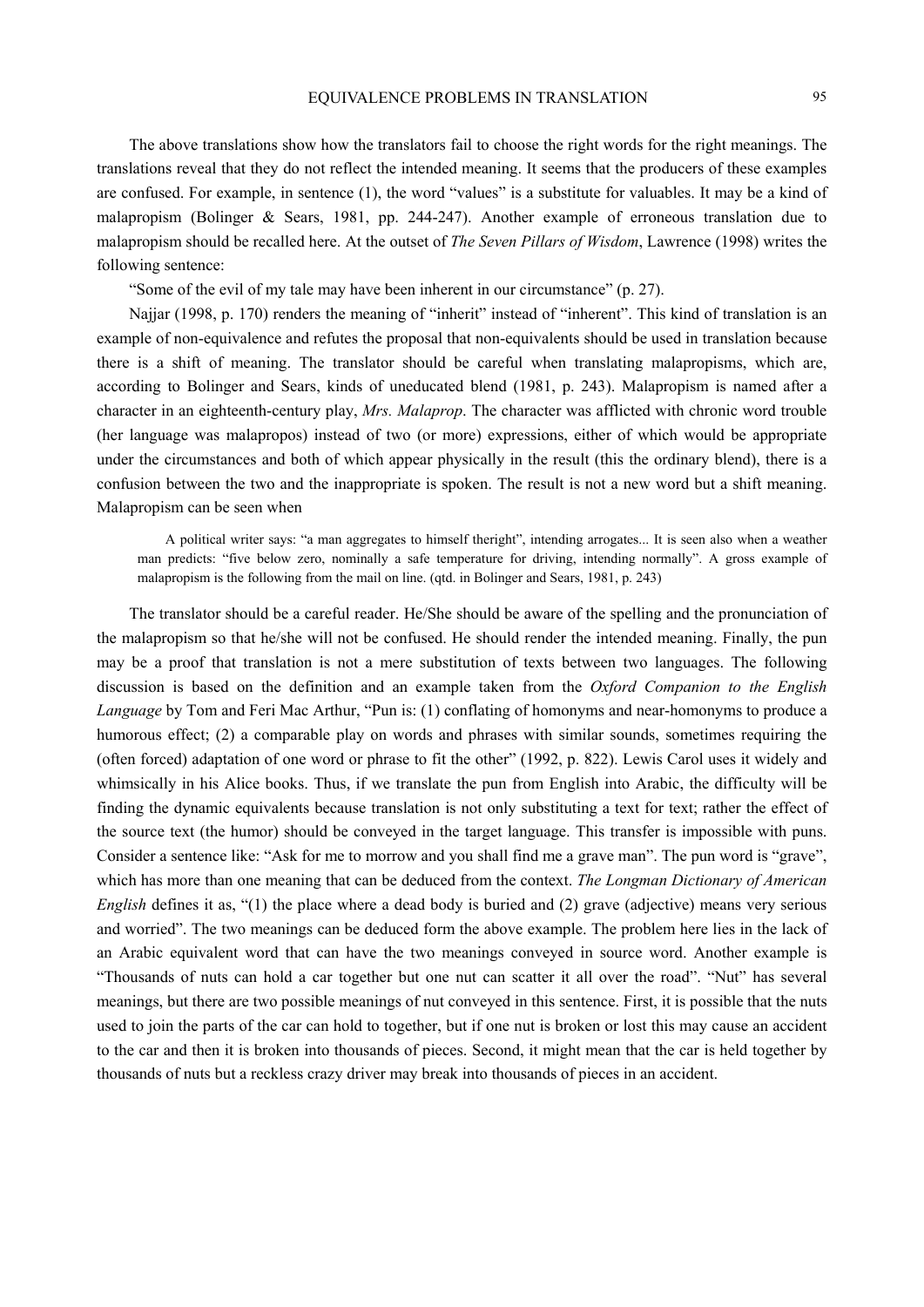The above translations show how the translators fail to choose the right words for the right meanings. The translations reveal that they do not reflect the intended meaning. It seems that the producers of these examples are confused. For example, in sentence (1), the word "values" is a substitute for valuables. It may be a kind of malapropism (Bolinger & Sears, 1981, pp. 244-247). Another example of erroneous translation due to malapropism should be recalled here. At the outset of *The Seven Pillars of Wisdom*, Lawrence (1998) writes the following sentence:

"Some of the evil of my tale may have been inherent in our circumstance" (p. 27).

Najjar (1998, p. 170) renders the meaning of "inherit" instead of "inherent". This kind of translation is an example of non-equivalence and refutes the proposal that non-equivalents should be used in translation because there is a shift of meaning. The translator should be careful when translating malapropisms, which are, according to Bolinger and Sears, kinds of uneducated blend (1981, p. 243). Malapropism is named after a character in an eighteenth-century play, *Mrs. Malaprop*. The character was afflicted with chronic word trouble (her language was malapropos) instead of two (or more) expressions, either of which would be appropriate under the circumstances and both of which appear physically in the result (this the ordinary blend), there is a confusion between the two and the inappropriate is spoken. The result is not a new word but a shift meaning. Malapropism can be seen when

> A political writer says: "a man aggregates to himself theright", intending arrogates... It is seen also when a weather man predicts: "five below zero, nominally a safe temperature for driving, intending normally". A gross example of malapropism is the following from the mail on line. (qtd. in Bolinger and Sears, 1981, p. 243)

The translator should be a careful reader. He/She should be aware of the spelling and the pronunciation of the malapropism so that he/she will not be confused. He should render the intended meaning. Finally, the pun may be a proof that translation is not a mere substitution of texts between two languages. The following discussion is based on the definition and an example taken from the *Oxford Companion to the English Language* by Tom and Feri Mac Arthur, "Pun is: (1) conflating of homonyms and near-homonyms to produce a humorous effect; (2) a comparable play on words and phrases with similar sounds, sometimes requiring the (often forced) adaptation of one word or phrase to fit the other" (1992, p. 822). Lewis Carol uses it widely and whimsically in his Alice books. Thus, if we translate the pun from English into Arabic, the difficulty will be finding the dynamic equivalents because translation is not only substituting a text for text; rather the effect of the source text (the humor) should be conveyed in the target language. This transfer is impossible with puns. Consider a sentence like: "Ask for me to morrow and you shall find me a grave man". The pun word is "grave", which has more than one meaning that can be deduced from the context. *The Longman Dictionary of American English* defines it as, "(1) the place where a dead body is buried and (2) grave (adjective) means very serious and worried". The two meanings can be deduced form the above example. The problem here lies in the lack of an Arabic equivalent word that can have the two meanings conveyed in source word. Another example is "Thousands of nuts can hold a car together but one nut can scatter it all over the road". "Nut" has several meanings, but there are two possible meanings of nut conveyed in this sentence. First, it is possible that the nuts used to join the parts of the car can hold to together, but if one nut is broken or lost this may cause an accident to the car and then it is broken into thousands of pieces. Second, it might mean that the car is held together by thousands of nuts but a reckless crazy driver may break into thousands of pieces in an accident.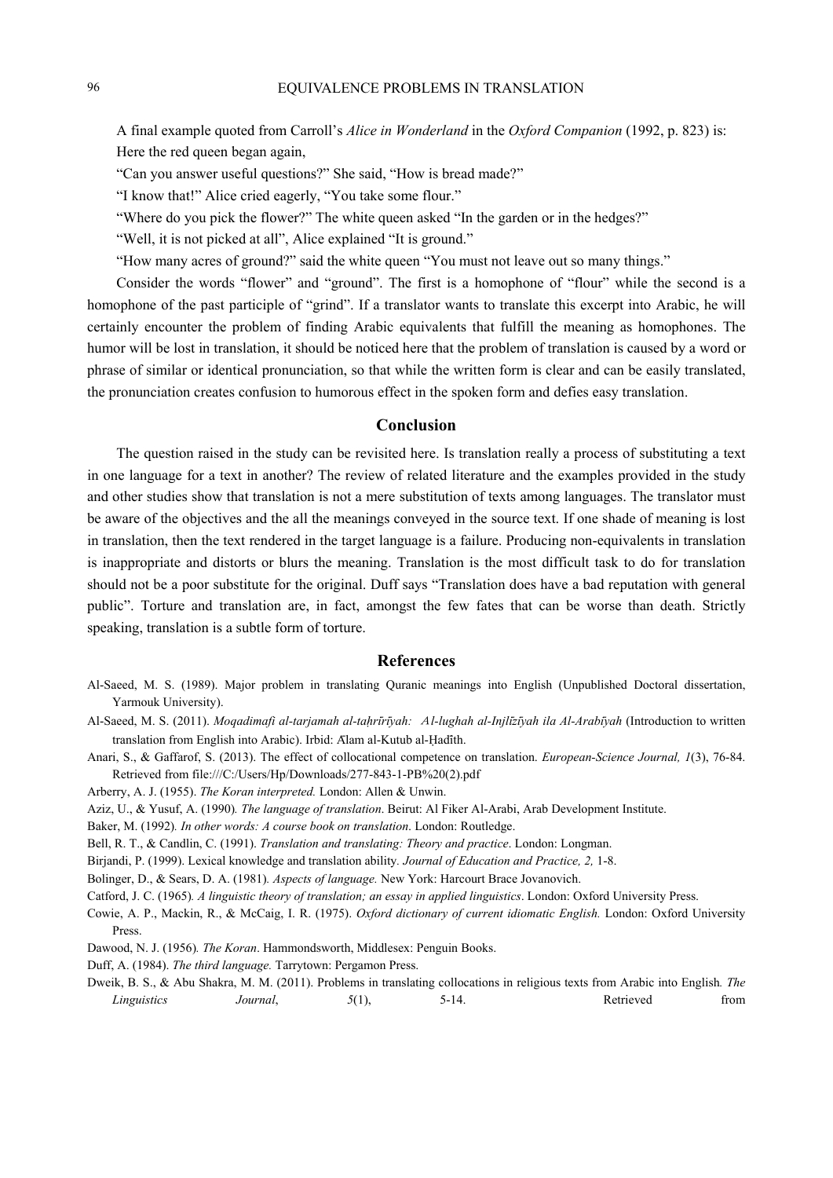A final example quoted from Carroll's *Alice in Wonderland* in the *Oxford Companion* (1992, p. 823) is:

Here the red queen began again,

"Can you answer useful questions?" She said, "How is bread made?"

"I know that!" Alice cried eagerly, "You take some flour."

"Where do you pick the flower?" The white queen asked "In the garden or in the hedges?"

"Well, it is not picked at all", Alice explained "It is ground."

"How many acres of ground?" said the white queen "You must not leave out so many things."

Consider the words "flower" and "ground". The first is a homophone of "flour" while the second is a homophone of the past participle of "grind". If a translator wants to translate this excerpt into Arabic, he will certainly encounter the problem of finding Arabic equivalents that fulfill the meaning as homophones. The humor will be lost in translation, it should be noticed here that the problem of translation is caused by a word or phrase of similar or identical pronunciation, so that while the written form is clear and can be easily translated, the pronunciation creates confusion to humorous effect in the spoken form and defies easy translation.

## Conclusion

The question raised in the study can be revisited here. Is translation really a process of substituting a text in one language for a text in another? The review of related literature and the examples provided in the study and other studies show that translation is not a mere substitution of texts among languages. The translator must be aware of the objectives and the all the meanings conveyed in the source text. If one shade of meaning is lost in translation, then the text rendered in the target language is a failure. Producing non-equivalents in translation is inappropriate and distorts or blurs the meaning. Translation is the most difficult task to do for translation should not be a poor substitute for the original. Duff says "Translation does have a bad reputation with general public". Torture and translation are, in fact, amongst the few fates that can be worse than death. Strictly speaking, translation is a subtle form of torture.

## References

Al-Saeed, M. S. (1989). Major problem in translating Quranic meanings into English (Unpublished Doctoral dissertation, Yarmouk University).

Al-Saeed, M. S. (2011). *Moqadimafi al-tarjamah al-taḥrīrīyah: Al-lughah al-Injlīzīyah ila Al-Arabīyah* (Introduction to written translation from English into Arabic). Irbid: Ālam al-Kutub al-Ḥadīth.

Anari, S., & Gaffarof, S. (2013). The effect of collocational competence on translation. *European-Science Journal, 1*(3), 76-84. Retrieved from file:///C:/Users/Hp/Downloads/277-843-1-PB%20(2).pdf

Arberry, A. J. (1955). *The Koran interpreted.* London: Allen & Unwin.

Aziz, U., & Yusuf, A. (1990). *The language of translation*. Beirut: Al Fiker Al-Arabi, Arab Development Institute.

Baker, M. (1992). *In other words: A course book on translation*. London: Routledge.

Bell, R. T., & Candlin, C. (1991). *Translation and translating: Theory and practice*. London: Longman.

Birjandi, P. (1999). Lexical knowledge and translation ability. *Journal of Education and Practice, 2,* 1-8.

Bolinger, D., & Sears, D. A. (1981). *Aspects of language.* New York: Harcourt Brace Jovanovich.

Catford, J. C. (1965). *A linguistic theory of translation; an essay in applied linguistics*. London: Oxford University Press.

Cowie, A. P., Mackin, R., & McCaig, I. R. (1975). *Oxford dictionary of current idiomatic English.* London: Oxford University Press.

Dawood, N. J. (1956). *The Koran*. Hammondsworth, Middlesex: Penguin Books.

Duff, A. (1984). *The third language.* Tarrytown: Pergamon Press.

Dweik, B. S., & Abu Shakra, M. M. (2011). Problems in translating collocations in religious texts from Arabic into English. *The Linguistics Journal*, *5*(1), 5-14. Retrieved from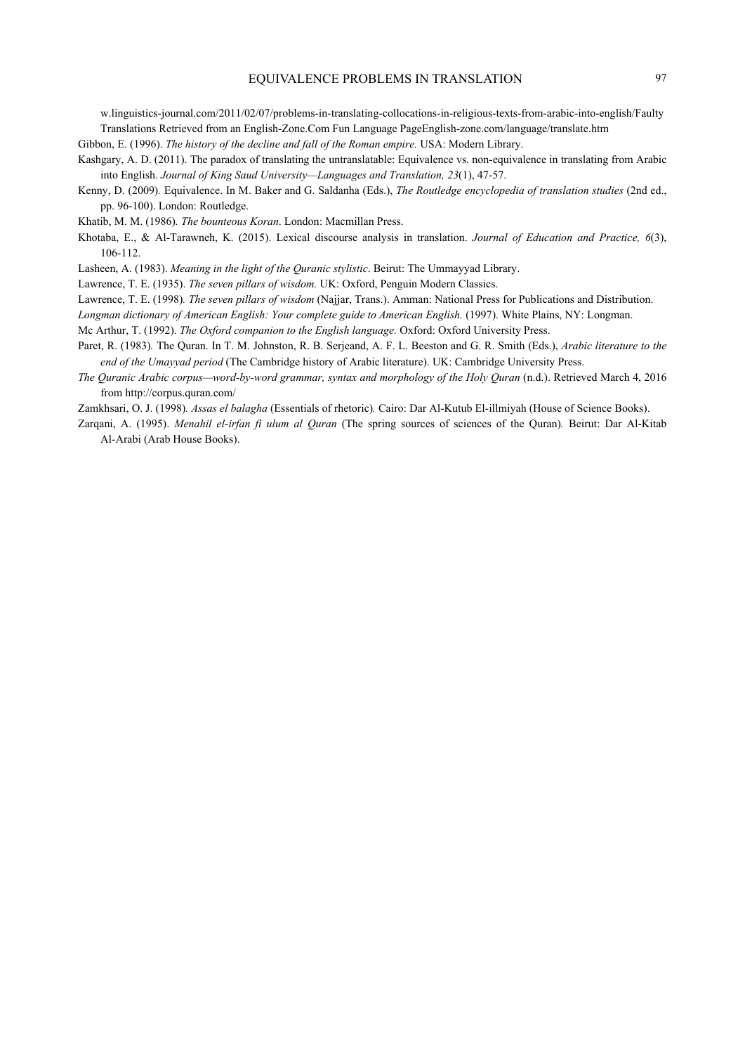w.linguistics-journal.com/2011/02/07/problems-in-translating-collocations-in-religious-texts-from-arabic-into-english/Faulty Translations Retrieved from an English-Zone.Com Fun Language PageEnglish-zone.com/language/translate.htm

Gibbon, E. (1996). *The history of the decline and fall of the Roman empire.* USA: Modern Library.

Kashgary, A. D. (2011). The paradox of translating the untranslatable: Equivalence vs. non-equivalence in translating from Arabic into English. *Journal of King Saud University—Languages and Translation, 23*(1), 47-57.

Kenny, D. (2009)*.* Equivalence. In M. Baker and G. Saldanha (Eds.), *The Routledge encyclopedia of translation studies* (2nd ed., pp. 96-100). London: Routledge.

Khatib, M. M. (1986)*. The bounteous Koran*. London: Macmillan Press.

Khotaba, E., & Al-Tarawneh, K. (2015). Lexical discourse analysis in translation. *Journal of Education and Practice, 6*(3), 106-112.

Lasheen, A. (1983). *Meaning in the light of the Quranic stylistic*. Beirut: The Ummayyad Library.

Lawrence, T. E. (1935). *The seven pillars of wisdom.* UK: Oxford, Penguin Modern Classics.

Lawrence, T. E. (1998)*. The seven pillars of wisdom* (Najjar, Trans.). Amman: National Press for Publications and Distribution.

*Longman dictionary of American English: Your complete guide to American English.* (1997). White Plains, NY: Longman.

Mc Arthur, T. (1992). *The Oxford companion to the English language.* Oxford: Oxford University Press.

Paret, R. (1983)*.* The Quran. In T. M. Johnston, R. B. Serjeand, A. F. L. Beeston and G. R. Smith (Eds.), *Arabic literature to the end of the Umayyad period* (The Cambridge history of Arabic literature). UK: Cambridge University Press.

*The Quranic Arabic corpus—word-by-word grammar, syntax and morphology of the Holy Quran* (n.d.). Retrieved March 4, 2016 from http://corpus.quran.com/

Zamkhsari, O. J. (1998)*. Assas el balagha* (Essentials of rhetoric)*.* Cairo: Dar Al-Kutub El-illmiyah (House of Science Books).

Zarqani, A. (1995). *Menahil el-irfan fi ulum al Quran* (The spring sources of sciences of the Quran)*.* Beirut: Dar Al-Kitab Al-Arabi (Arab House Books).